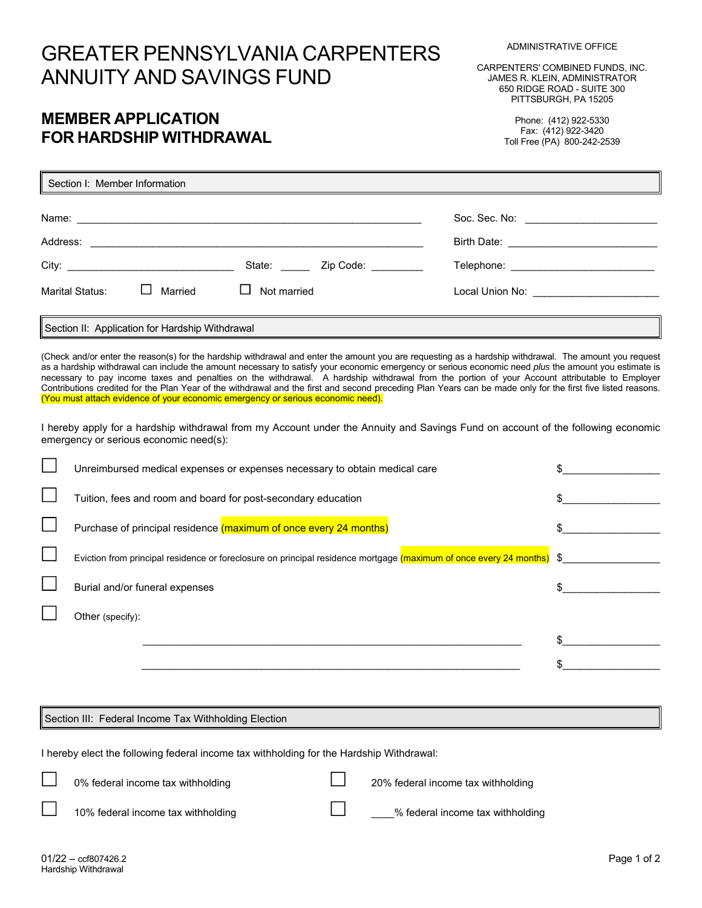# GREATER PENNSYLVANIA CARPENTERS ANNUITY AND SAVINGS FUND

## MEMBER APPLICATION FOR HARDSHIP WITHDRAWAL

ADMINISTRATIVE OFFICE

CARPENTERS' COMBINED FUNDS, INC.
JAMES R. KLEIN, ADMINISTRATOR
650 RIDGE ROAD - SUITE 300
PITTSBURGH, PA 15205

Phone: (412) 922-5330
Fax: (412) 922-3420
Toll Free (PA) 800-242-2539

### Section I: Member Information

Name: ______________________________________________________________ Soc. Sec. No: ________________________

Address: ____________________________________________________________ Birth Date: ___________________________

City: ______________________________ State: _____ Zip Code: _________ Telephone: __________________________

Marital Status: ☐ Married ☐ Not married Local Union No: ______________________

### Section II: Application for Hardship Withdrawal

(Check and/or enter the reason(s) for the hardship withdrawal and enter the amount you are requesting as a hardship withdrawal. The amount you request as a hardship withdrawal can include the amount necessary to satisfy your economic emergency or serious economic need *plus* the amount you estimate is necessary to pay income taxes and penalties on the withdrawal. A hardship withdrawal from the portion of your Account attributable to Employer Contributions credited for the Plan Year of the withdrawal and the first and second preceding Plan Years can be made only for the first five listed reasons. (You must attach evidence of your economic emergency or serious economic need).

I hereby apply for a hardship withdrawal from my Account under the Annuity and Savings Fund on account of the following economic emergency or serious economic need(s):

☐ Unreimbursed medical expenses or expenses necessary to obtain medical care $_________________

☐ Tuition, fees and room and board for post-secondary education $_________________

☐ Purchase of principal residence (maximum of once every 24 months) $_________________

☐ Eviction from principal residence or foreclosure on principal residence mortgage (maximum of once every 24 months) $_________________

☐ Burial and/or funeral expenses $_________________

☐ Other (specify):

_________________________________________________________________ $_________________

_________________________________________________________________ $_________________

### Section III: Federal Income Tax Withholding Election

I hereby elect the following federal income tax withholding for the Hardship Withdrawal:

☐ 0% federal income tax withholding ☐ 20% federal income tax withholding

☐ 10% federal income tax withholding ☐ ____% federal income tax withholding

01/22 – ccf807426.2
Hardship Withdrawal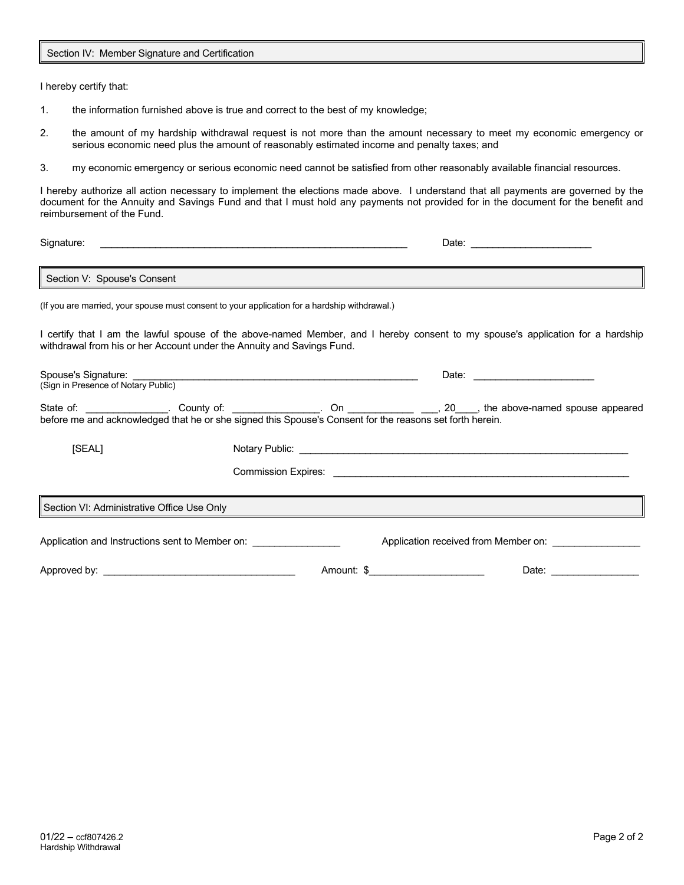## Section IV: Member Signature and Certification

I hereby certify that:

1. the information furnished above is true and correct to the best of my knowledge;
2. the amount of my hardship withdrawal request is not more than the amount necessary to meet my economic emergency or serious economic need plus the amount of reasonably estimated income and penalty taxes; and
3. my economic emergency or serious economic need cannot be satisfied from other reasonably available financial resources.

I hereby authorize all action necessary to implement the elections made above. I understand that all payments are governed by the document for the Annuity and Savings Fund and that I must hold any payments not provided for in the document for the benefit and reimbursement of the Fund.

Signature: ____________________________________________________________ Date: ______________________

## Section V: Spouse's Consent

(If you are married, your spouse must consent to your application for a hardship withdrawal.)

I certify that I am the lawful spouse of the above-named Member, and I hereby consent to my spouse's application for a hardship withdrawal from his or her Account under the Annuity and Savings Fund.

Spouse's Signature: _______________________________________________________ Date: ______________________
(Sign in Presence of Notary Public)

State of: _______________. County of: ________________. On ____________ ___, 20____, the above-named spouse appeared before me and acknowledged that he or she signed this Spouse's Consent for the reasons set forth herein.

[SEAL] Notary Public: ________________________________________________________________

Commission Expires: __________________________________________________________

## Section VI: Administrative Office Use Only

Application and Instructions sent to Member on: ________________ Application received from Member on: ________________

Approved by: ____________________________________ Amount: $_____________________ Date: ________________

01/22 – ccf807426.2
Hardship Withdrawal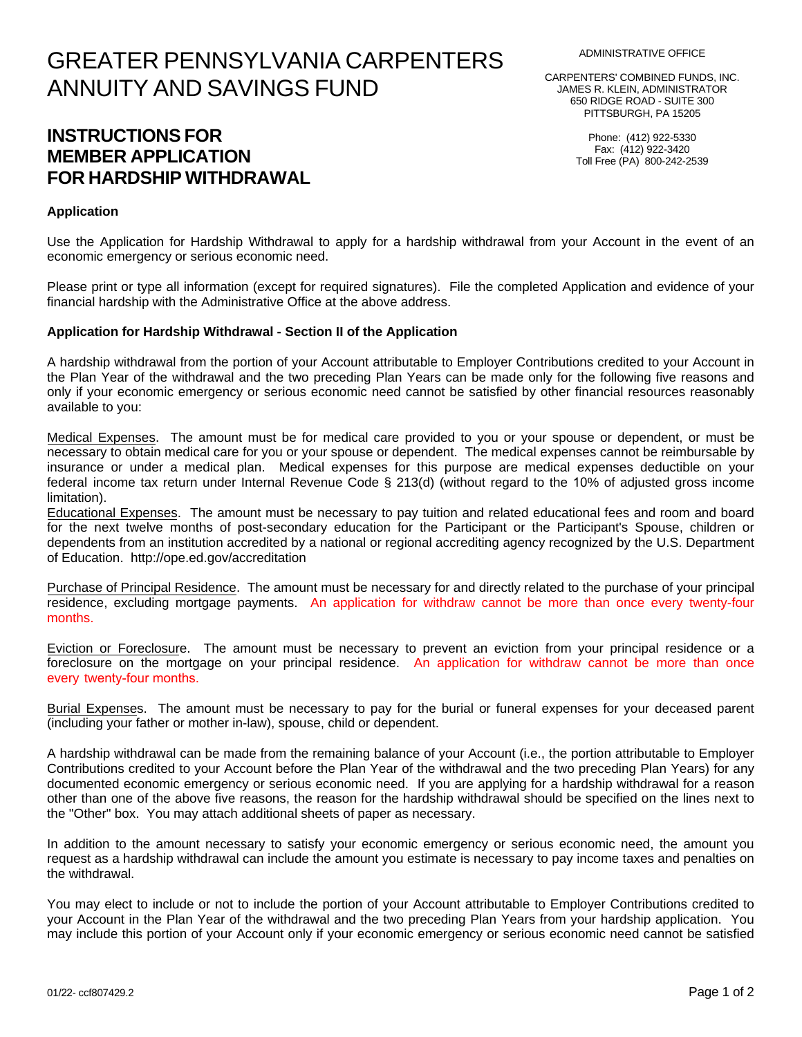# GREATER PENNSYLVANIA CARPENTERS ANNUITY AND SAVINGS FUND

ADMINISTRATIVE OFFICE

CARPENTERS' COMBINED FUNDS, INC.
JAMES R. KLEIN, ADMINISTRATOR
650 RIDGE ROAD - SUITE 300
PITTSBURGH, PA 15205

Phone: (412) 922-5330
Fax: (412) 922-3420
Toll Free (PA) 800-242-2539

## INSTRUCTIONS FOR MEMBER APPLICATION FOR HARDSHIP WITHDRAWAL

**Application**

Use the Application for Hardship Withdrawal to apply for a hardship withdrawal from your Account in the event of an economic emergency or serious economic need.

Please print or type all information (except for required signatures). File the completed Application and evidence of your financial hardship with the Administrative Office at the above address.

**Application for Hardship Withdrawal - Section II of the Application**

A hardship withdrawal from the portion of your Account attributable to Employer Contributions credited to your Account in the Plan Year of the withdrawal and the two preceding Plan Years can be made only for the following five reasons and only if your economic emergency or serious economic need cannot be satisfied by other financial resources reasonably available to you:

Medical Expenses. The amount must be for medical care provided to you or your spouse or dependent, or must be necessary to obtain medical care for you or your spouse or dependent. The medical expenses cannot be reimbursable by insurance or under a medical plan. Medical expenses for this purpose are medical expenses deductible on your federal income tax return under Internal Revenue Code § 213(d) (without regard to the 10% of adjusted gross income limitation).

Educational Expenses. The amount must be necessary to pay tuition and related educational fees and room and board for the next twelve months of post-secondary education for the Participant or the Participant's Spouse, children or dependents from an institution accredited by a national or regional accrediting agency recognized by the U.S. Department of Education. http://ope.ed.gov/accreditation

Purchase of Principal Residence. The amount must be necessary for and directly related to the purchase of your principal residence, excluding mortgage payments. An application for withdraw cannot be more than once every twenty-four months.

Eviction or Foreclosure. The amount must be necessary to prevent an eviction from your principal residence or a foreclosure on the mortgage on your principal residence. An application for withdraw cannot be more than once every twenty-four months.

Burial Expenses. The amount must be necessary to pay for the burial or funeral expenses for your deceased parent (including your father or mother in-law), spouse, child or dependent.

A hardship withdrawal can be made from the remaining balance of your Account (i.e., the portion attributable to Employer Contributions credited to your Account before the Plan Year of the withdrawal and the two preceding Plan Years) for any documented economic emergency or serious economic need. If you are applying for a hardship withdrawal for a reason other than one of the above five reasons, the reason for the hardship withdrawal should be specified on the lines next to the "Other" box. You may attach additional sheets of paper as necessary.

In addition to the amount necessary to satisfy your economic emergency or serious economic need, the amount you request as a hardship withdrawal can include the amount you estimate is necessary to pay income taxes and penalties on the withdrawal.

You may elect to include or not to include the portion of your Account attributable to Employer Contributions credited to your Account in the Plan Year of the withdrawal and the two preceding Plan Years from your hardship application. You may include this portion of your Account only if your economic emergency or serious economic need cannot be satisfied

01/22- ccf807429.2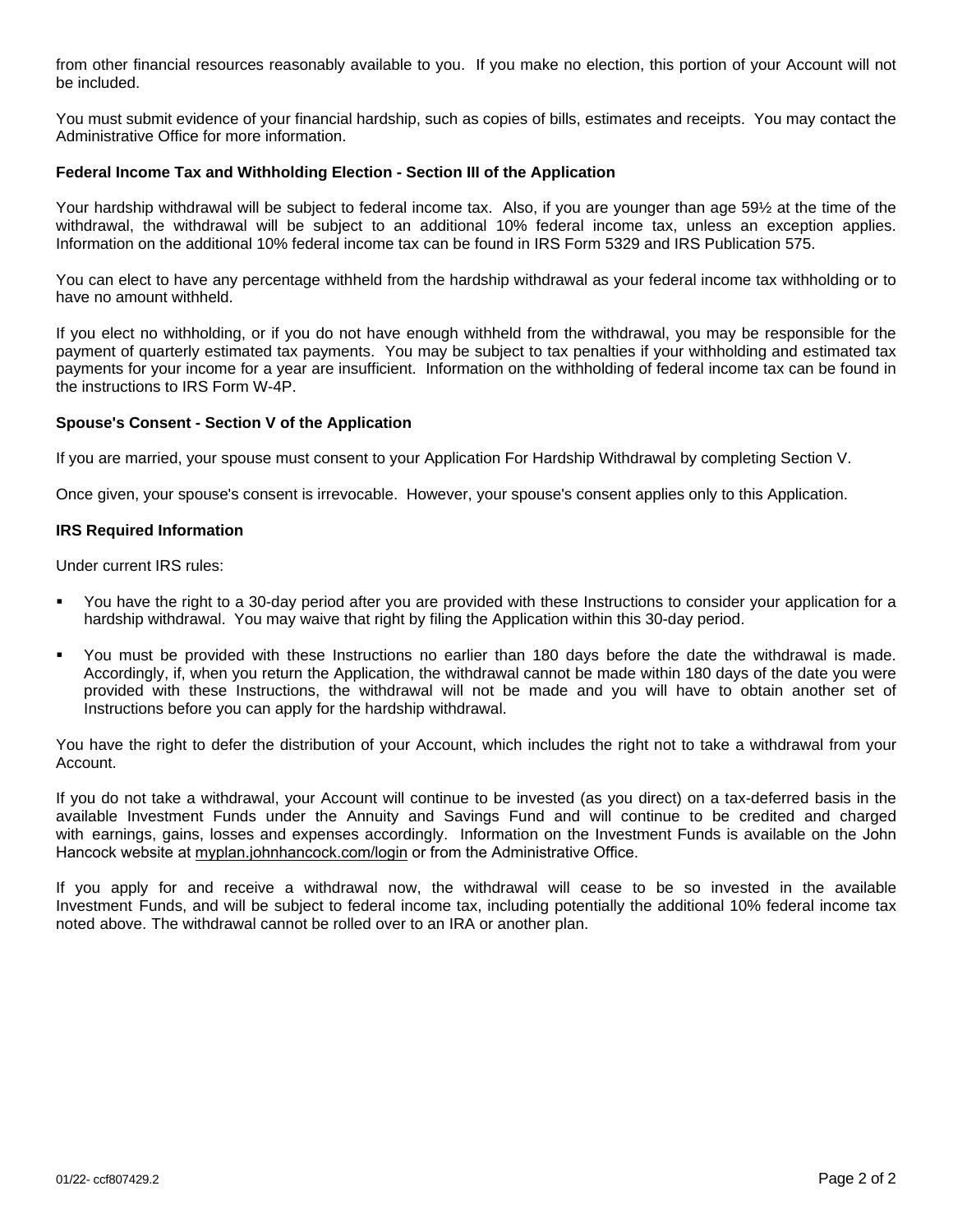from other financial resources reasonably available to you. If you make no election, this portion of your Account will not be included.

You must submit evidence of your financial hardship, such as copies of bills, estimates and receipts. You may contact the Administrative Office for more information.

**Federal Income Tax and Withholding Election - Section III of the Application**

Your hardship withdrawal will be subject to federal income tax. Also, if you are younger than age 59½ at the time of the withdrawal, the withdrawal will be subject to an additional 10% federal income tax, unless an exception applies. Information on the additional 10% federal income tax can be found in IRS Form 5329 and IRS Publication 575.

You can elect to have any percentage withheld from the hardship withdrawal as your federal income tax withholding or to have no amount withheld.

If you elect no withholding, or if you do not have enough withheld from the withdrawal, you may be responsible for the payment of quarterly estimated tax payments. You may be subject to tax penalties if your withholding and estimated tax payments for your income for a year are insufficient. Information on the withholding of federal income tax can be found in the instructions to IRS Form W-4P.

**Spouse's Consent - Section V of the Application**

If you are married, your spouse must consent to your Application For Hardship Withdrawal by completing Section V.

Once given, your spouse's consent is irrevocable. However, your spouse's consent applies only to this Application.

**IRS Required Information**

Under current IRS rules:

- You have the right to a 30-day period after you are provided with these Instructions to consider your application for a hardship withdrawal. You may waive that right by filing the Application within this 30-day period.
- You must be provided with these Instructions no earlier than 180 days before the date the withdrawal is made. Accordingly, if, when you return the Application, the withdrawal cannot be made within 180 days of the date you were provided with these Instructions, the withdrawal will not be made and you will have to obtain another set of Instructions before you can apply for the hardship withdrawal.

You have the right to defer the distribution of your Account, which includes the right not to take a withdrawal from your Account.

If you do not take a withdrawal, your Account will continue to be invested (as you direct) on a tax-deferred basis in the available Investment Funds under the Annuity and Savings Fund and will continue to be credited and charged with earnings, gains, losses and expenses accordingly. Information on the Investment Funds is available on the John Hancock website at myplan.johnhancock.com/login or from the Administrative Office.

If you apply for and receive a withdrawal now, the withdrawal will cease to be so invested in the available Investment Funds, and will be subject to federal income tax, including potentially the additional 10% federal income tax noted above. The withdrawal cannot be rolled over to an IRA or another plan.

01/22- ccf807429.2